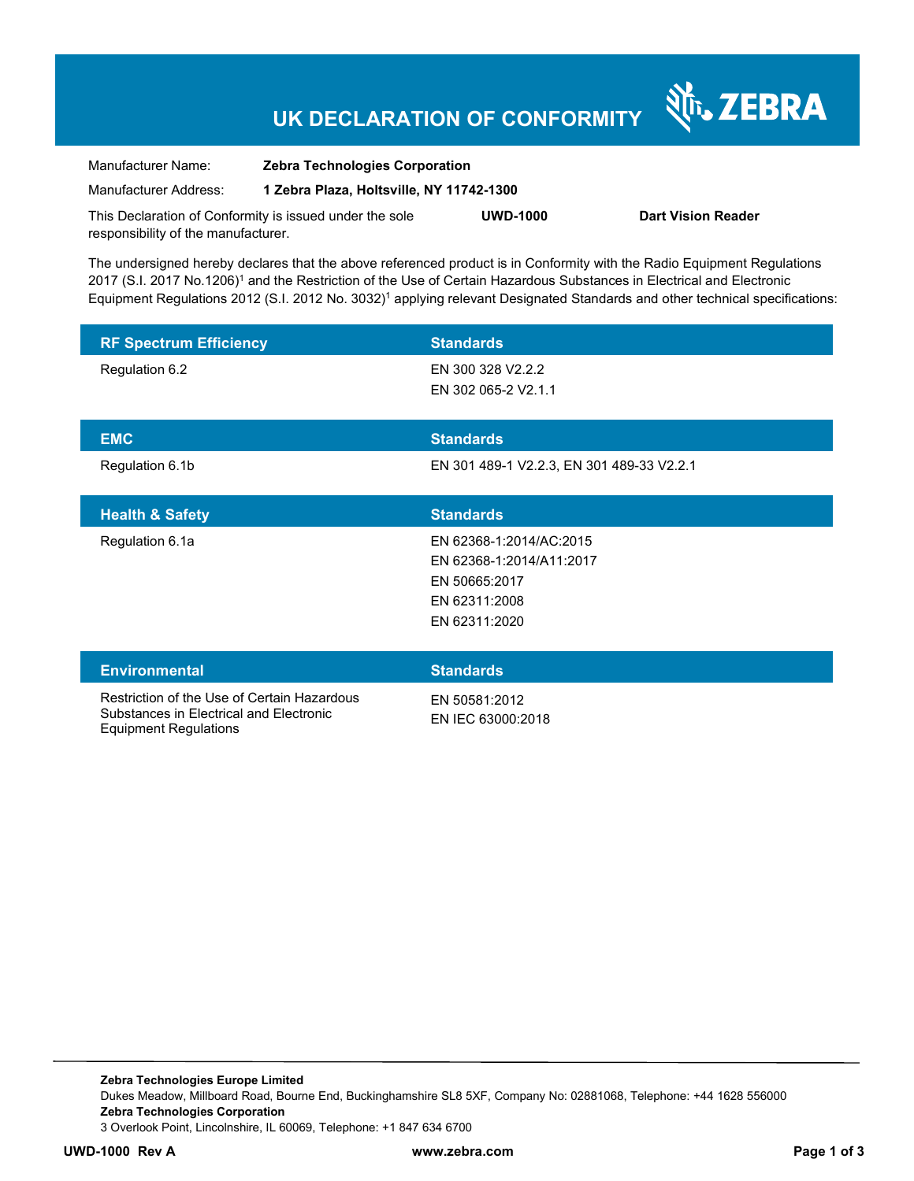# UK DECLARATION OF CONFORMITY

ZEBRA

Manufacturer Name: **Zebra Technologies Corporation**

Manufacturer Address: **1 Zebra Plaza, Holtsville, NY 11742-1300**

This Declaration of Conformity is issued under the sole responsibility of the manufacturer. **UWD-1000** **Dart Vision Reader**

The undersigned hereby declares that the above referenced product is in Conformity with the Radio Equipment Regulations 2017 (S.I. 2017 No.1206)[1] and the Restriction of the Use of Certain Hazardous Substances in Electrical and Electronic Equipment Regulations 2012 (S.I. 2012 No. 3032)[1] applying relevant Designated Standards and other technical specifications:

| RF Spectrum Efficiency | Standards |
|---|---|
| Regulation 6.2 | EN 300 328 V2.2.2<br>EN 302 065-2 V2.1.1 |

| EMC | Standards |
|---|---|
| Regulation 6.1b | EN 301 489-1 V2.2.3, EN 301 489-33 V2.2.1 |

| Health & Safety | Standards |
|---|---|
| Regulation 6.1a | EN 62368-1:2014/AC:2015<br>EN 62368-1:2014/A11:2017<br>EN 50665:2017<br>EN 62311:2008<br>EN 62311:2020 |

| Environmental | Standards |
|---|---|
| Restriction of the Use of Certain Hazardous Substances in Electrical and Electronic Equipment Regulations | EN 50581:2012<br>EN IEC 63000:2018 |

**Zebra Technologies Europe Limited**
Dukes Meadow, Millboard Road, Bourne End, Buckinghamshire SL8 5XF, Company No: 02881068, Telephone: +44 1628 556000
**Zebra Technologies Corporation**
3 Overlook Point, Lincolnshire, IL 60069, Telephone: +1 847 634 6700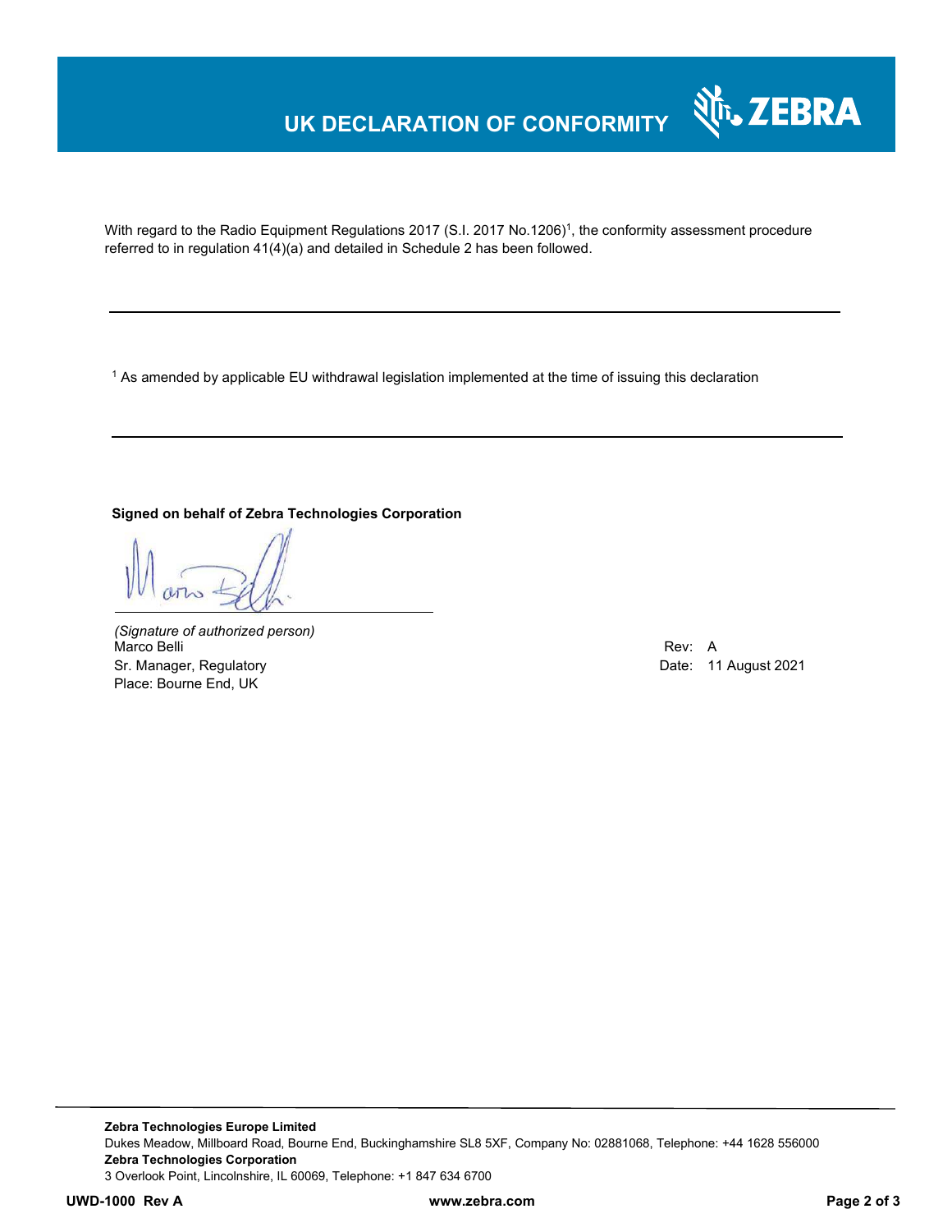# UK DECLARATION OF CONFORMITY

With regard to the Radio Equipment Regulations 2017 (S.I. 2017 No.1206)[1], the conformity assessment procedure referred to in regulation 41(4)(a) and detailed in Schedule 2 has been followed.

---

[1] As amended by applicable EU withdrawal legislation implemented at the time of issuing this declaration

---

**Signed on behalf of Zebra Technologies Corporation**

*(Signature of authorized person)*
Marco Belli
Sr. Manager, Regulatory
Place: Bourne End, UK

Rev: A
Date: 11 August 2021

**Zebra Technologies Europe Limited**
Dukes Meadow, Millboard Road, Bourne End, Buckinghamshire SL8 5XF, Company No: 02881068, Telephone: +44 1628 556000
**Zebra Technologies Corporation**
3 Overlook Point, Lincolnshire, IL 60069, Telephone: +1 847 634 6700

**UWD-1000 Rev A** **www.zebra.com**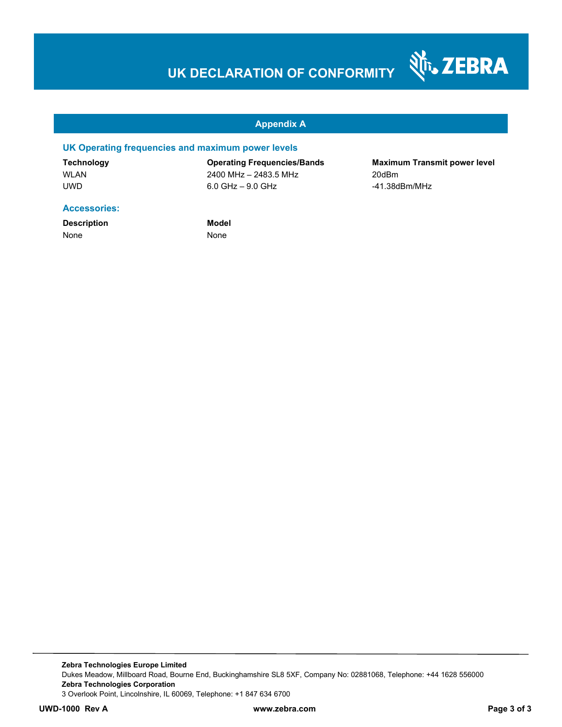# UK DECLARATION OF CONFORMITY

## Appendix A

### UK Operating frequencies and maximum power levels

| Technology | Operating Frequencies/Bands | Maximum Transmit power level |
|---|---|---|
| WLAN | 2400 MHz – 2483.5 MHz | 20dBm |
| UWD | 6.0 GHz – 9.0 GHz | -41.38dBm/MHz |

### Accessories:

| Description | Model |
|---|---|
| None | None |

**Zebra Technologies Europe Limited**
Dukes Meadow, Millboard Road, Bourne End, Buckinghamshire SL8 5XF, Company No: 02881068, Telephone: +44 1628 556000
**Zebra Technologies Corporation**
3 Overlook Point, Lincolnshire, IL 60069, Telephone: +1 847 634 6700

**UWD-1000 Rev A** **www.zebra.com**